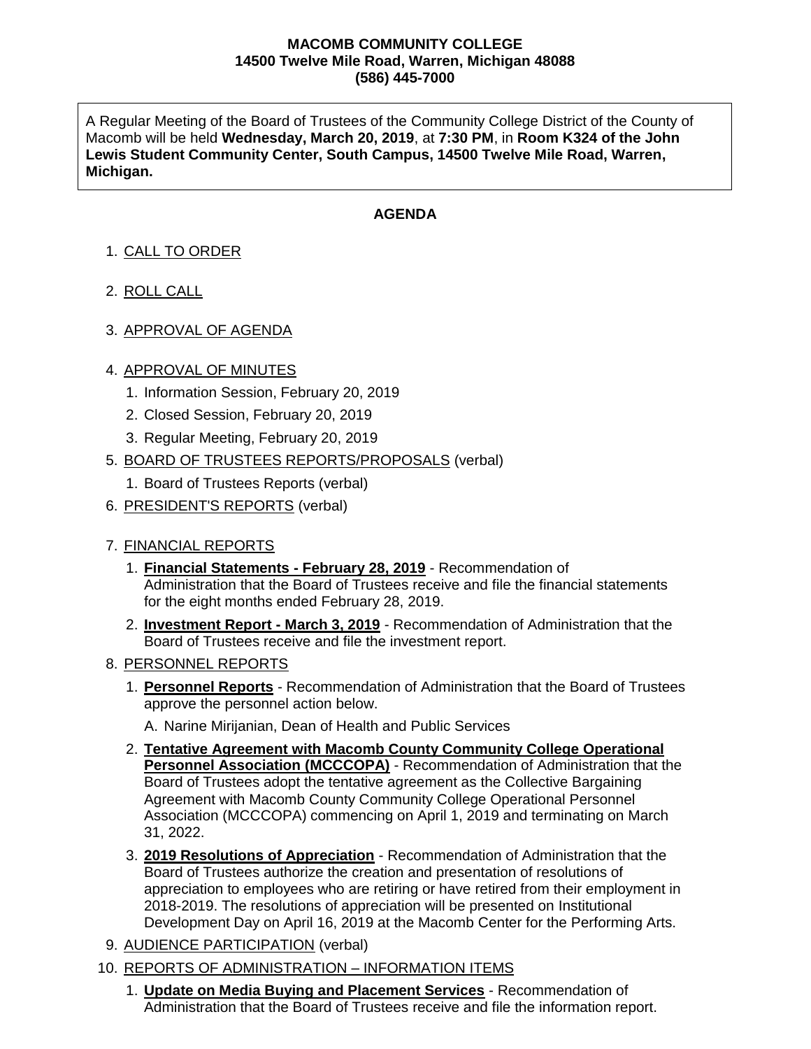**MACOMB COMMUNITY COLLEGE**
**14500 Twelve Mile Road, Warren, Michigan 48088**
**(586) 445-7000**

A Regular Meeting of the Board of Trustees of the Community College District of the County of Macomb will be held **Wednesday, March 20, 2019**, at **7:30 PM**, in **Room K324 of the John Lewis Student Community Center, South Campus, 14500 Twelve Mile Road, Warren, Michigan.**

## AGENDA

1. CALL TO ORDER
2. ROLL CALL
3. APPROVAL OF AGENDA
4. APPROVAL OF MINUTES
    1. Information Session, February 20, 2019
    2. Closed Session, February 20, 2019
    3. Regular Meeting, February 20, 2019
5. BOARD OF TRUSTEES REPORTS/PROPOSALS (verbal)
    1. Board of Trustees Reports (verbal)
6. PRESIDENT'S REPORTS (verbal)
7. FINANCIAL REPORTS
    1. **Financial Statements - February 28, 2019** - Recommendation of Administration that the Board of Trustees receive and file the financial statements for the eight months ended February 28, 2019.
    2. **Investment Report - March 3, 2019** - Recommendation of Administration that the Board of Trustees receive and file the investment report.
8. PERSONNEL REPORTS
    1. **Personnel Reports** - Recommendation of Administration that the Board of Trustees approve the personnel action below.

       A. Narine Mirijanian, Dean of Health and Public Services
    2. **Tentative Agreement with Macomb County Community College Operational Personnel Association (MCCCOPA)** - Recommendation of Administration that the Board of Trustees adopt the tentative agreement as the Collective Bargaining Agreement with Macomb County Community College Operational Personnel Association (MCCCOPA) commencing on April 1, 2019 and terminating on March 31, 2022.
    3. **2019 Resolutions of Appreciation** - Recommendation of Administration that the Board of Trustees authorize the creation and presentation of resolutions of appreciation to employees who are retiring or have retired from their employment in 2018-2019. The resolutions of appreciation will be presented on Institutional Development Day on April 16, 2019 at the Macomb Center for the Performing Arts.
9. AUDIENCE PARTICIPATION (verbal)
10. REPORTS OF ADMINISTRATION – INFORMATION ITEMS
    1. **Update on Media Buying and Placement Services** - Recommendation of Administration that the Board of Trustees receive and file the information report.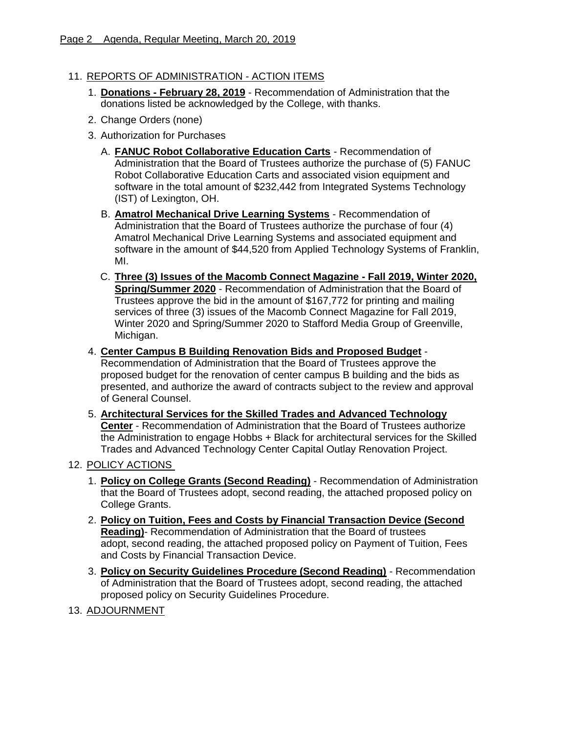11. REPORTS OF ADMINISTRATION - ACTION ITEMS
    1. **Donations - February 28, 2019** - Recommendation of Administration that the donations listed be acknowledged by the College, with thanks.
    2. Change Orders (none)
    3. Authorization for Purchases
       - A. **FANUC Robot Collaborative Education Carts** - Recommendation of Administration that the Board of Trustees authorize the purchase of (5) FANUC Robot Collaborative Education Carts and associated vision equipment and software in the total amount of $232,442 from Integrated Systems Technology (IST) of Lexington, OH.
       - B. **Amatrol Mechanical Drive Learning Systems** - Recommendation of Administration that the Board of Trustees authorize the purchase of four (4) Amatrol Mechanical Drive Learning Systems and associated equipment and software in the amount of $44,520 from Applied Technology Systems of Franklin, MI.
       - C. **Three (3) Issues of the Macomb Connect Magazine - Fall 2019, Winter 2020, Spring/Summer 2020** - Recommendation of Administration that the Board of Trustees approve the bid in the amount of $167,772 for printing and mailing services of three (3) issues of the Macomb Connect Magazine for Fall 2019, Winter 2020 and Spring/Summer 2020 to Stafford Media Group of Greenville, Michigan.
    4. **Center Campus B Building Renovation Bids and Proposed Budget** - Recommendation of Administration that the Board of Trustees approve the proposed budget for the renovation of center campus B building and the bids as presented, and authorize the award of contracts subject to the review and approval of General Counsel.
    5. **Architectural Services for the Skilled Trades and Advanced Technology Center** - Recommendation of Administration that the Board of Trustees authorize the Administration to engage Hobbs + Black for architectural services for the Skilled Trades and Advanced Technology Center Capital Outlay Renovation Project.
12. POLICY ACTIONS
    1. **Policy on College Grants (Second Reading)** - Recommendation of Administration that the Board of Trustees adopt, second reading, the attached proposed policy on College Grants.
    2. **Policy on Tuition, Fees and Costs by Financial Transaction Device (Second Reading)**- Recommendation of Administration that the Board of trustees adopt, second reading, the attached proposed policy on Payment of Tuition, Fees and Costs by Financial Transaction Device.
    3. **Policy on Security Guidelines Procedure (Second Reading)** - Recommendation of Administration that the Board of Trustees adopt, second reading, the attached proposed policy on Security Guidelines Procedure.
13. ADJOURNMENT